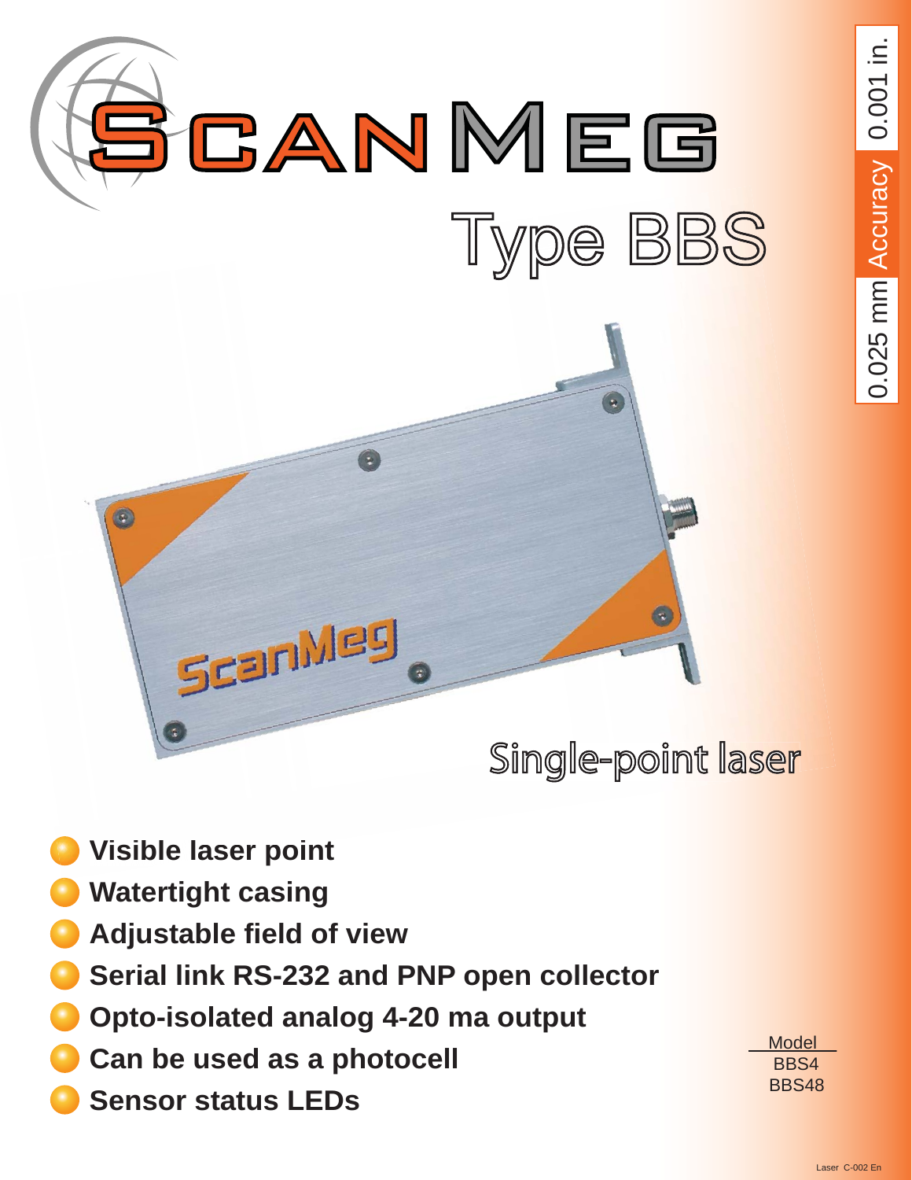# ScanMeg

## Type BBS

0.025 mm Accuracy 0.001 in.

Single-point laser

- Visible laser point
- Watertight casing
- Adjustable field of view
- Serial link RS-232 and PNP open collector
- Opto-isolated analog 4-20 ma output
- Can be used as a photocell
- Sensor status LEDs

| Model |
| --- |
| BBS4 |
| BBS48 |

Laser C-002 En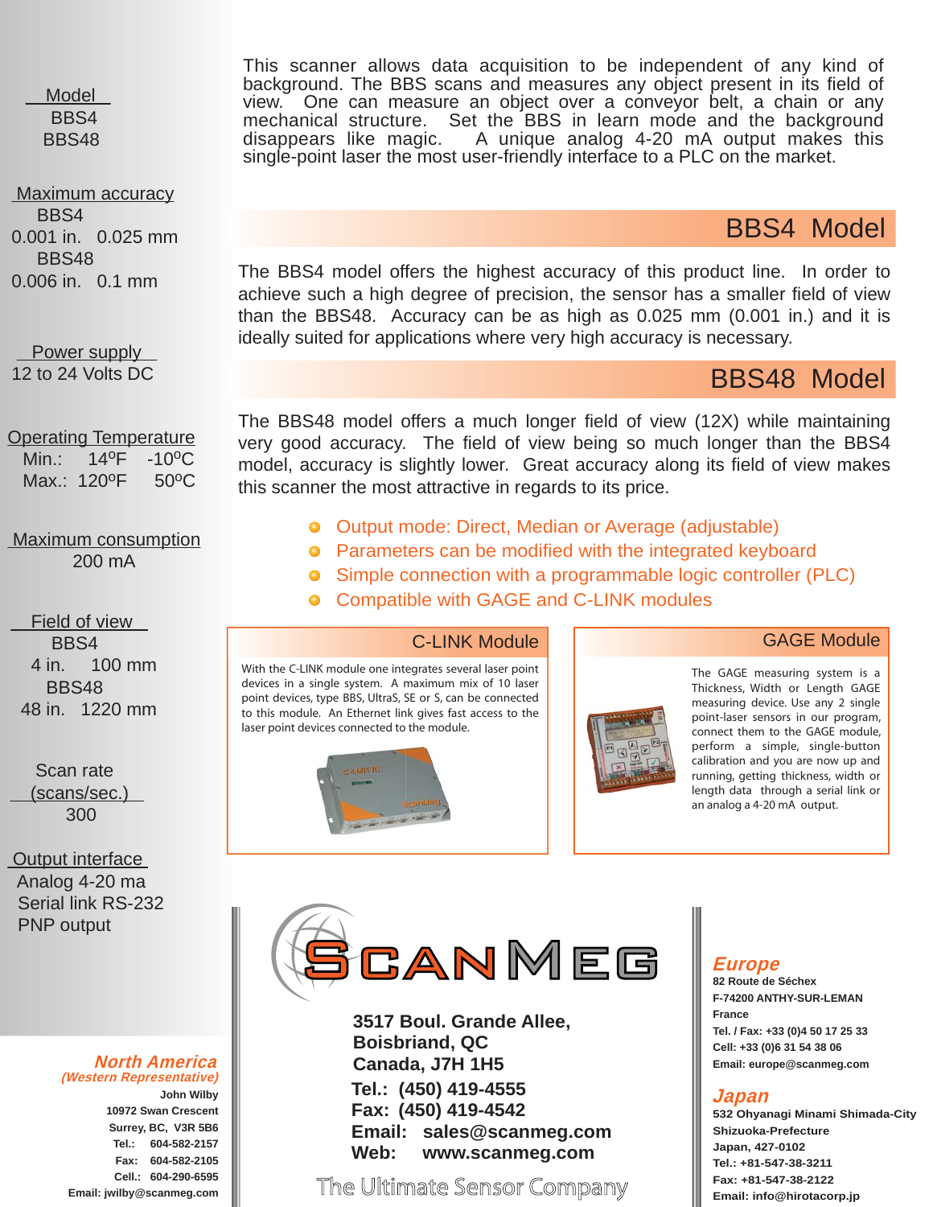**Model**
BBS4
BBS48

**Maximum accuracy**
BBS4
0.001 in. 0.025 mm
BBS48
0.006 in. 0.1 mm

**Power supply**
12 to 24 Volts DC

**Operating Temperature**
Min.: 14ºF -10ºC
Max.: 120ºF 50ºC

**Maximum consumption**
200 mA

**Field of view**
BBS4
4 in. 100 mm
BBS48
48 in. 1220 mm

**Scan rate (scans/sec.)**
300

**Output interface**
Analog 4-20 ma
Serial link RS-232
PNP output

This scanner allows data acquisition to be independent of any kind of background. The BBS scans and measures any object present in its field of view. One can measure an object over a conveyor belt, a chain or any mechanical structure. Set the BBS in learn mode and the background disappears like magic. A unique analog 4-20 mA output makes this single-point laser the most user-friendly interface to a PLC on the market.

## BBS4 Model

The BBS4 model offers the highest accuracy of this product line. In order to achieve such a high degree of precision, the sensor has a smaller field of view than the BBS48. Accuracy can be as high as 0.025 mm (0.001 in.) and it is ideally suited for applications where very high accuracy is necessary.

## BBS48 Model

The BBS48 model offers a much longer field of view (12X) while maintaining very good accuracy. The field of view being so much longer than the BBS4 model, accuracy is slightly lower. Great accuracy along its field of view makes this scanner the most attractive in regards to its price.

- Output mode: Direct, Median or Average (adjustable)
- Parameters can be modified with the integrated keyboard
- Simple connection with a programmable logic controller (PLC)
- Compatible with GAGE and C-LINK modules

### C-LINK Module

With the C-LINK module one integrates several laser point devices in a single system. A maximum mix of 10 laser point devices, type BBS, UltraS, SE or S, can be connected to this module. An Ethernet link gives fast access to the laser point devices connected to the module.

### GAGE Module

The GAGE measuring system is a Thickness, Width or Length GAGE measuring device. Use any 2 single point-laser sensors in our program, connect them to the GAGE module, perform a simple, single-button calibration and you are now up and running, getting thickness, width or length data through a serial link or an analog a 4-20 mA output.

**SCANMEG**

**3517 Boul. Grande Allee,**
**Boisbriand, QC**
**Canada, J7H 1H5**
**Tel.: (450) 419-4555**
**Fax: (450) 419-4542**
**Email: sales@scanmeg.com**
**Web: www.scanmeg.com**

The Ultimate Sensor Company

***North America***
***(Western Representative)***
John Wilby
10972 Swan Crescent
Surrey, BC, V3R 5B6
Tel.: 604-582-2157
Fax: 604-582-2105
Cell.: 604-290-6595
Email: jwilby@scanmeg.com

***Europe***
82 Route de Séchex
F-74200 ANTHY-SUR-LEMAN
France
Tel. / Fax: +33 (0)4 50 17 25 33
Cell: +33 (0)6 31 54 38 06
Email: europe@scanmeg.com

***Japan***
532 Ohyanagi Minami Shimada-City
Shizuoka-Prefecture
Japan, 427-0102
Tel.: +81-547-38-3211
Fax: +81-547-38-2122
Email: info@hirotacorp.jp